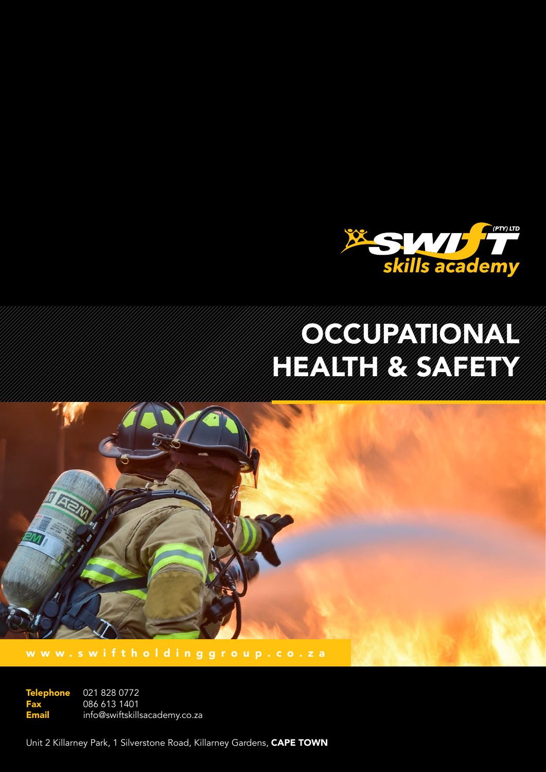SWIFT (PTY) LTD
skills academy

# OCCUPATIONAL HEALTH & SAFETY

www.swiftholdinggroup.co.za

**Telephone** 021 828 0772
**Fax** 086 613 1401
**Email** info@swiftskillsacademy.co.za

Unit 2 Killarney Park, 1 Silverstone Road, Killarney Gardens, **CAPE TOWN**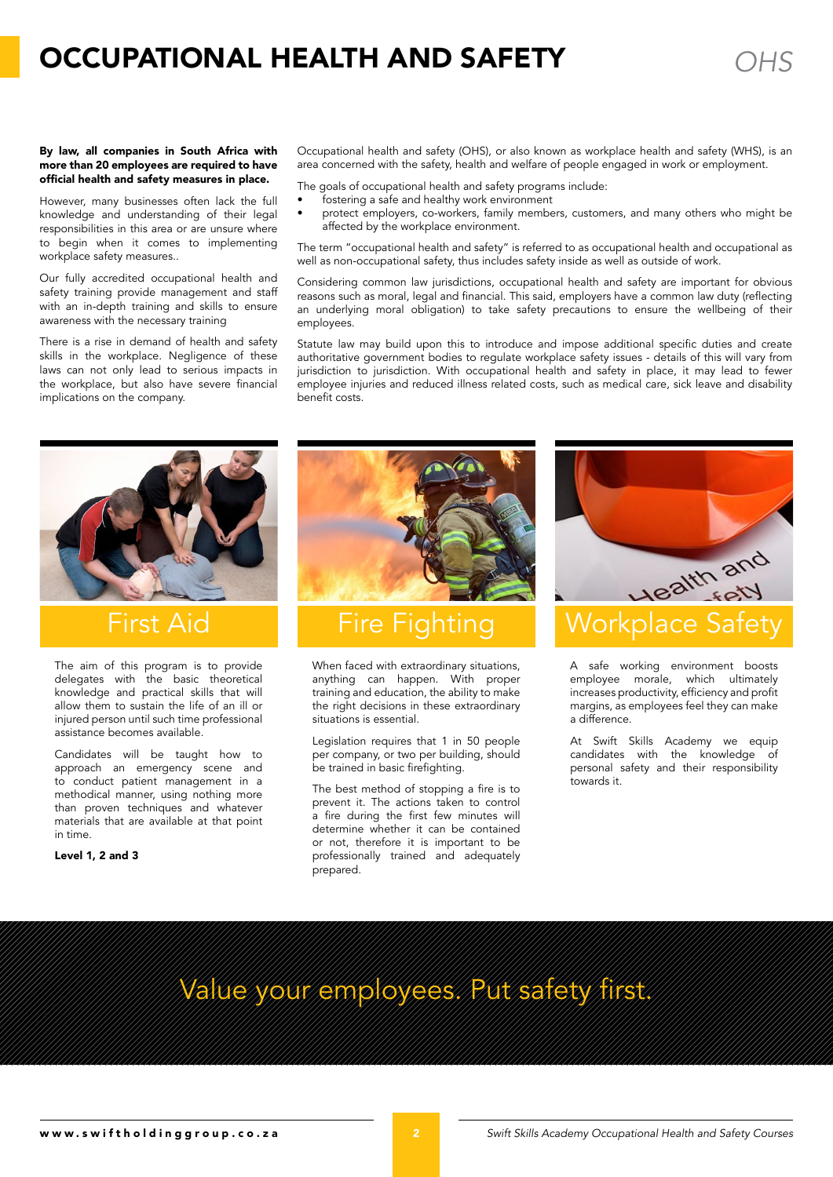# OCCUPATIONAL HEALTH AND SAFETY

*OHS*

**By law, all companies in South Africa with more than 20 employees are required to have official health and safety measures in place.**

However, many businesses often lack the full knowledge and understanding of their legal responsibilities in this area or are unsure where to begin when it comes to implementing workplace safety measures..

Our fully accredited occupational health and safety training provide management and staff with an in-depth training and skills to ensure awareness with the necessary training

There is a rise in demand of health and safety skills in the workplace. Negligence of these laws can not only lead to serious impacts in the workplace, but also have severe financial implications on the company.

Occupational health and safety (OHS), or also known as workplace health and safety (WHS), is an area concerned with the safety, health and welfare of people engaged in work or employment.

The goals of occupational health and safety programs include:

- fostering a safe and healthy work environment
- protect employers, co-workers, family members, customers, and many others who might be affected by the workplace environment.

The term "occupational health and safety" is referred to as occupational health and occupational as well as non-occupational safety, thus includes safety inside as well as outside of work.

Considering common law jurisdictions, occupational health and safety are important for obvious reasons such as moral, legal and financial. This said, employers have a common law duty (reflecting an underlying moral obligation) to take safety precautions to ensure the wellbeing of their employees.

Statute law may build upon this to introduce and impose additional specific duties and create authoritative government bodies to regulate workplace safety issues - details of this will vary from jurisdiction to jurisdiction. With occupational health and safety in place, it may lead to fewer employee injuries and reduced illness related costs, such as medical care, sick leave and disability benefit costs.

## First Aid

The aim of this program is to provide delegates with the basic theoretical knowledge and practical skills that will allow them to sustain the life of an ill or injured person until such time professional assistance becomes available.

Candidates will be taught how to approach an emergency scene and to conduct patient management in a methodical manner, using nothing more than proven techniques and whatever materials that are available at that point in time.

**Level 1, 2 and 3**

## Fire Fighting

When faced with extraordinary situations, anything can happen. With proper training and education, the ability to make the right decisions in these extraordinary situations is essential.

Legislation requires that 1 in 50 people per company, or two per building, should be trained in basic firefighting.

The best method of stopping a fire is to prevent it. The actions taken to control a fire during the first few minutes will determine whether it can be contained or not, therefore it is important to be professionally trained and adequately prepared.

## Workplace Safety

A safe working environment boosts employee morale, which ultimately increases productivity, efficiency and profit margins, as employees feel they can make a difference.

At Swift Skills Academy we equip candidates with the knowledge of personal safety and their responsibility towards it.

Value your employees. Put safety first.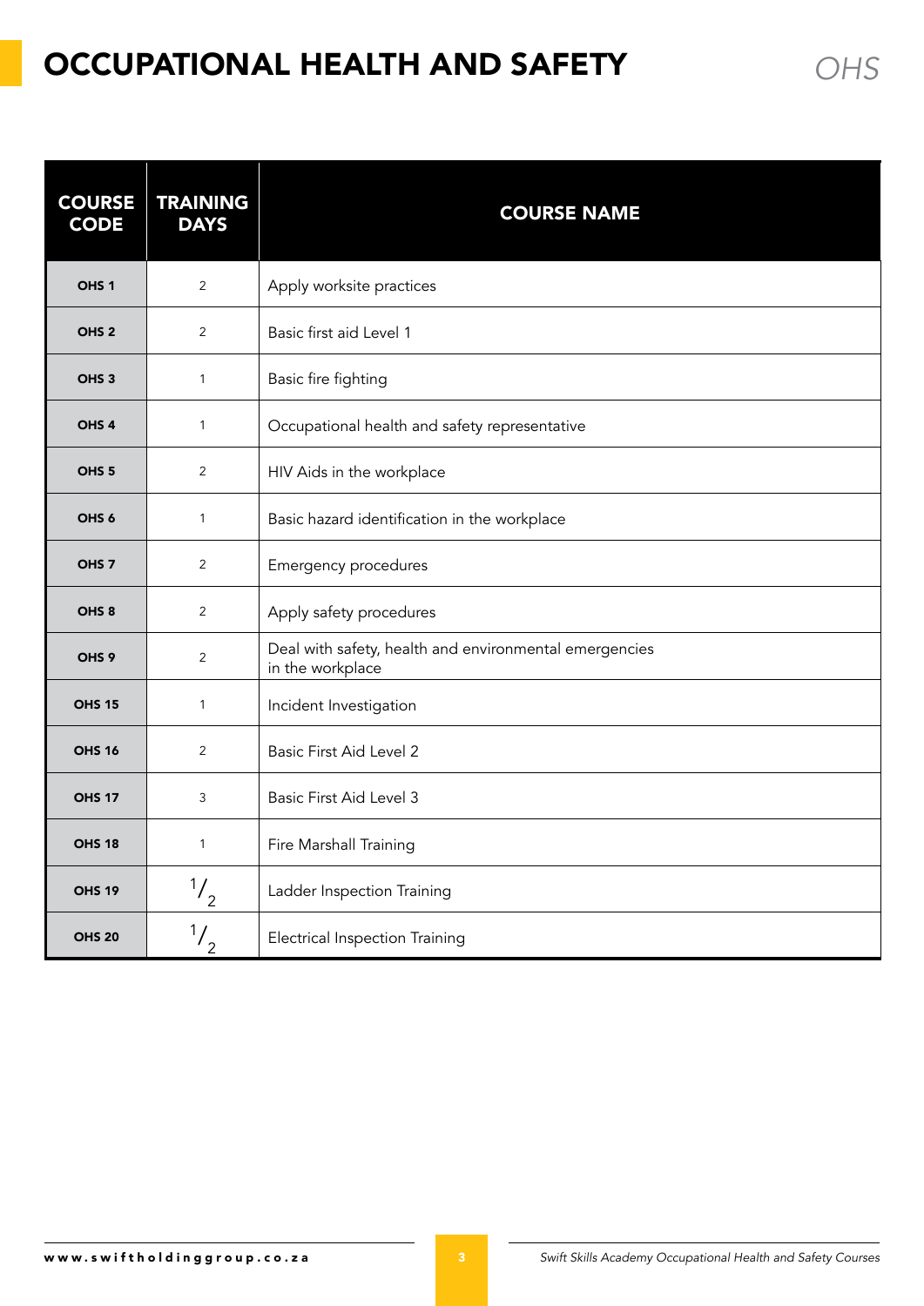# OCCUPATIONAL HEALTH AND SAFETY

OHS

| COURSE CODE | TRAINING DAYS | COURSE NAME |
|---|---|---|
| OHS 1 | 2 | Apply worksite practices |
| OHS 2 | 2 | Basic first aid Level 1 |
| OHS 3 | 1 | Basic fire fighting |
| OHS 4 | 1 | Occupational health and safety representative |
| OHS 5 | 2 | HIV Aids in the workplace |
| OHS 6 | 1 | Basic hazard identification in the workplace |
| OHS 7 | 2 | Emergency procedures |
| OHS 8 | 2 | Apply safety procedures |
| OHS 9 | 2 | Deal with safety, health and environmental emergencies in the workplace |
| OHS 15 | 1 | Incident Investigation |
| OHS 16 | 2 | Basic First Aid Level 2 |
| OHS 17 | 3 | Basic First Aid Level 3 |
| OHS 18 | 1 | Fire Marshall Training |
| OHS 19 | 1/2 | Ladder Inspection Training |
| OHS 20 | 1/2 | Electrical Inspection Training |